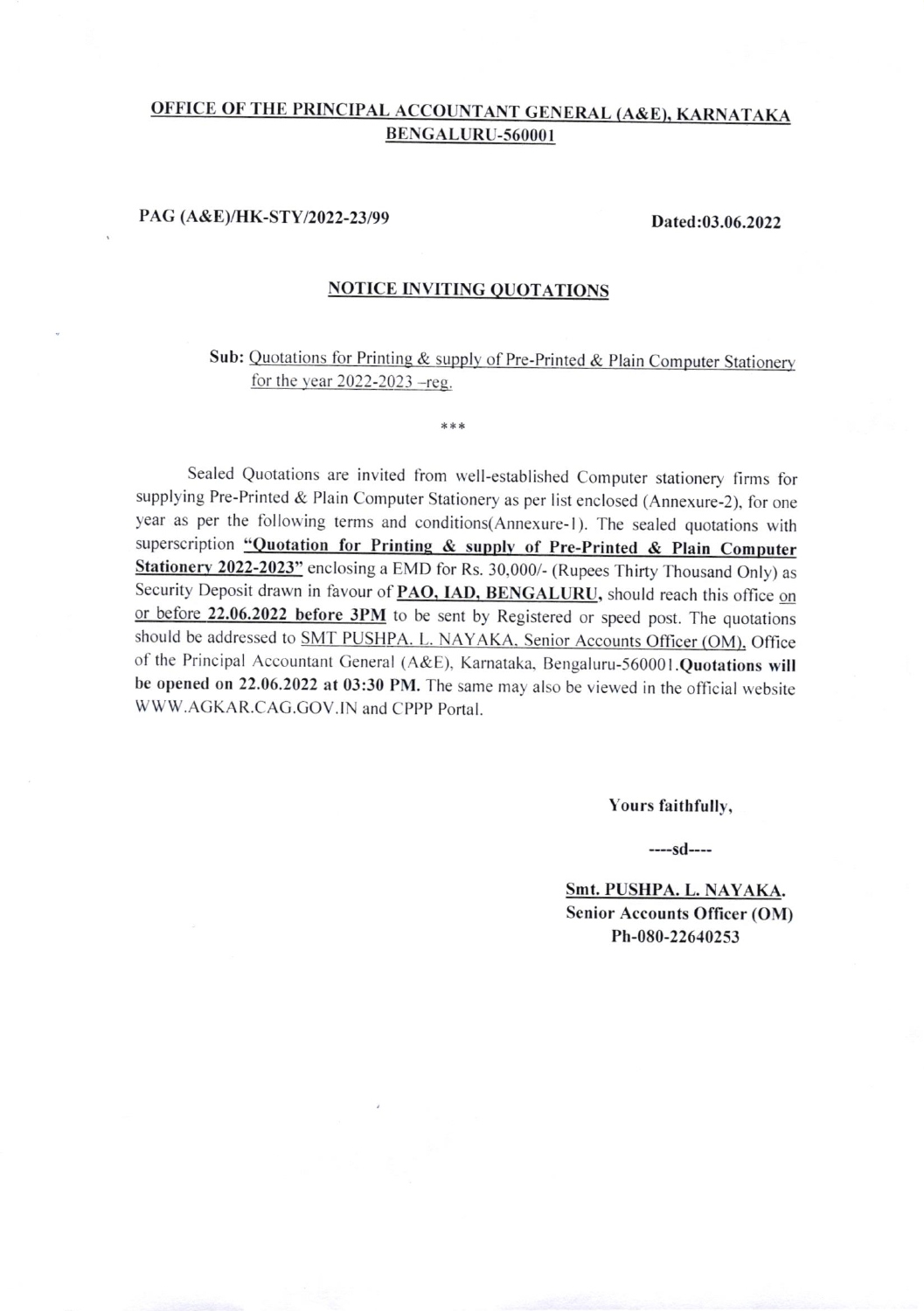## OFFICE OF THE PRINCIPAL ACCOUNTANT GENERAL (A&E), KARNATAKA BENGALURU-560001

**PAG (A&E)/HK-STY/2022-23/99** **Dated:03.06.2022**

### NOTICE INVITING QUOTATIONS

**Sub:** Quotations for Printing & supply of Pre-Printed & Plain Computer Stationery for the year 2022-2023 –reg.

\*\*\*

Sealed Quotations are invited from well-established Computer stationery firms for supplying Pre-Printed & Plain Computer Stationery as per list enclosed (Annexure-2), for one year as per the following terms and conditions(Annexure-1). The sealed quotations with superscription **"Quotation for Printing & supply of Pre-Printed & Plain Computer Stationery 2022-2023"** enclosing a EMD for Rs. 30,000/- (Rupees Thirty Thousand Only) as Security Deposit drawn in favour of **PAO, IAD, BENGALURU,** should reach this office on or before **22.06.2022 before 3PM** to be sent by Registered or speed post. The quotations should be addressed to SMT PUSHPA. L. NAYAKA, Senior Accounts Officer (OM), Office of the Principal Accountant General (A&E), Karnataka, Bengaluru-560001.**Quotations will be opened on 22.06.2022 at 03:30 PM.** The same may also be viewed in the official website WWW.AGKAR.CAG.GOV.IN and CPPP Portal.

**Yours faithfully,**

----sd----

**Smt. PUSHPA. L. NAYAKA.**
**Senior Accounts Officer (OM)**
**Ph-080-22640253**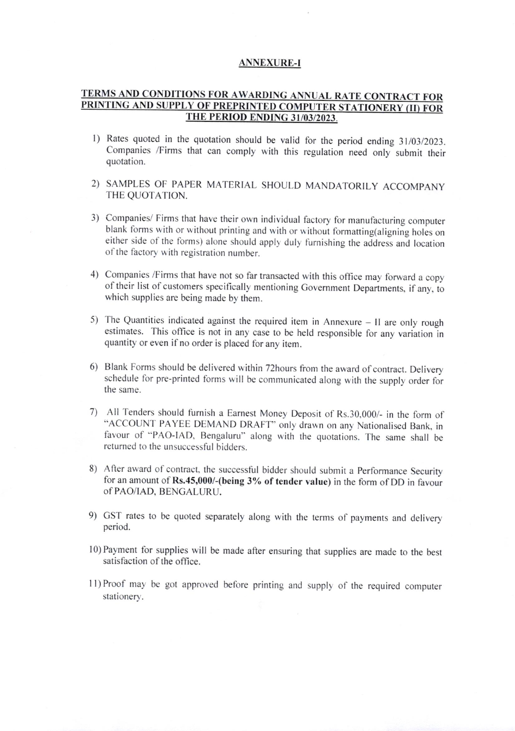## ANNEXURE-I

### TERMS AND CONDITIONS FOR AWARDING ANNUAL RATE CONTRACT FOR PRINTING AND SUPPLY OF PREPRINTED COMPUTER STATIONERY (II) FOR THE PERIOD ENDING 31/03/2023.

1) Rates quoted in the quotation should be valid for the period ending 31/03/2023. Companies /Firms that can comply with this regulation need only submit their quotation.

2) SAMPLES OF PAPER MATERIAL SHOULD MANDATORILY ACCOMPANY THE QUOTATION.

3) Companies/ Firms that have their own individual factory for manufacturing computer blank forms with or without printing and with or without formatting(aligning holes on either side of the forms) alone should apply duly furnishing the address and location of the factory with registration number.

4) Companies /Firms that have not so far transacted with this office may forward a copy of their list of customers specifically mentioning Government Departments, if any, to which supplies are being made by them.

5) The Quantities indicated against the required item in Annexure – II are only rough estimates. This office is not in any case to be held responsible for any variation in quantity or even if no order is placed for any item.

6) Blank Forms should be delivered within 72hours from the award of contract. Delivery schedule for pre-printed forms will be communicated along with the supply order for the same.

7) All Tenders should furnish a Earnest Money Deposit of Rs.30,000/- in the form of "ACCOUNT PAYEE DEMAND DRAFT" only drawn on any Nationalised Bank, in favour of "PAO-IAD, Bengaluru" along with the quotations. The same shall be returned to the unsuccessful bidders.

8) After award of contract, the successful bidder should submit a Performance Security for an amount of **Rs.45,000/-(being 3% of tender value)** in the form of DD in favour of PAO/IAD, BENGALURU.

9) GST rates to be quoted separately along with the terms of payments and delivery period.

10) Payment for supplies will be made after ensuring that supplies are made to the best satisfaction of the office.

11) Proof may be got approved before printing and supply of the required computer stationery.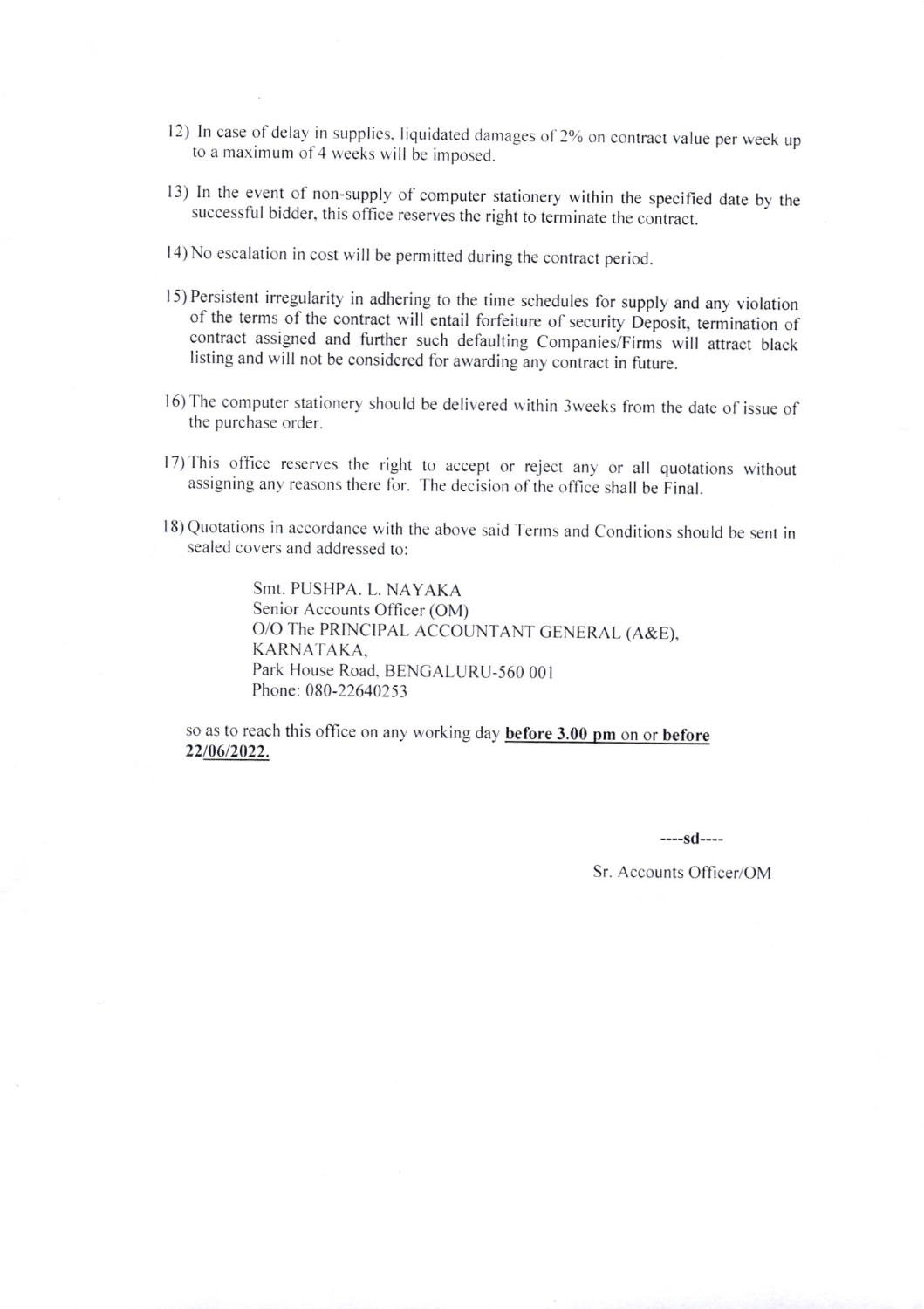12) In case of delay in supplies, liquidated damages of 2% on contract value per week up to a maximum of 4 weeks will be imposed.

13) In the event of non-supply of computer stationery within the specified date by the successful bidder, this office reserves the right to terminate the contract.

14) No escalation in cost will be permitted during the contract period.

15) Persistent irregularity in adhering to the time schedules for supply and any violation of the terms of the contract will entail forfeiture of security Deposit, termination of contract assigned and further such defaulting Companies/Firms will attract black listing and will not be considered for awarding any contract in future.

16) The computer stationery should be delivered within 3weeks from the date of issue of the purchase order.

17) This office reserves the right to accept or reject any or all quotations without assigning any reasons there for. The decision of the office shall be Final.

18) Quotations in accordance with the above said Terms and Conditions should be sent in sealed covers and addressed to:

> Smt. PUSHPA. L. NAYAKA
> Senior Accounts Officer (OM)
> O/O The PRINCIPAL ACCOUNTANT GENERAL (A&E), KARNATAKA,
> Park House Road, BENGALURU-560 001
> Phone: 080-22640253

so as to reach this office on any working day **before 3.00 pm** on or **before 22/06/2022.**

----sd----

Sr. Accounts Officer/OM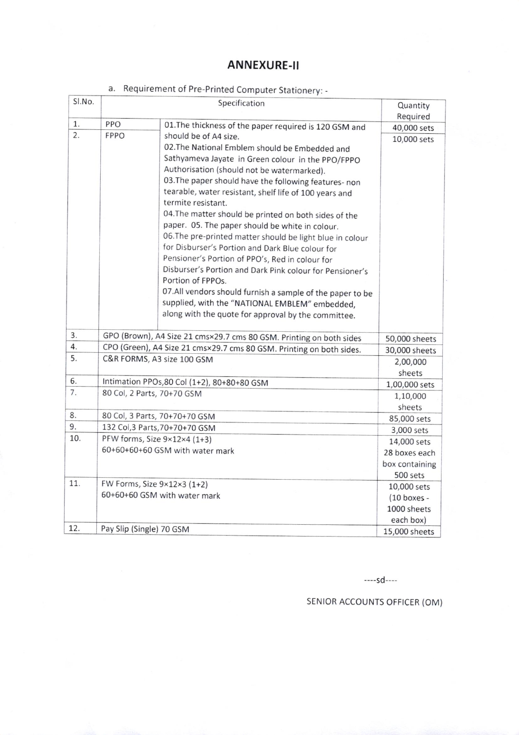# ANNEXURE-II

a. Requirement of Pre-Printed Computer Stationery: -

| Sl.No. | Specification | | Quantity Required |
|---|---|---|---|
| 1. | PPO | 01.The thickness of the paper required is 120 GSM and should be of A4 size.<br>02.The National Emblem should be Embedded and Sathyameva Jayate in Green colour in the PPO/FPPO Authorisation (should not be watermarked).<br>03.The paper should have the following features- non tearable, water resistant, shelf life of 100 years and termite resistant.<br>04.The matter should be printed on both sides of the paper. 05. The paper should be white in colour.<br>06.The pre-printed matter should be light blue in colour for Disburser's Portion and Dark Blue colour for Pensioner's Portion of PPO's, Red in colour for Disburser's Portion and Dark Pink colour for Pensioner's Portion of FPPOs.<br>07.All vendors should furnish a sample of the paper to be supplied, with the "NATIONAL EMBLEM" embedded, along with the quote for approval by the committee. | 40,000 sets |
| 2. | FPPO | | 10,000 sets |
| 3. | GPO (Brown), A4 Size 21 cms×29.7 cms 80 GSM. Printing on both sides | | 50,000 sheets |
| 4. | CPO (Green), A4 Size 21 cms×29.7 cms 80 GSM. Printing on both sides. | | 30,000 sheets |
| 5. | C&R FORMS, A3 size 100 GSM | | 2,00,000 sheets |
| 6. | Intimation PPOs,80 Col (1+2), 80+80+80 GSM | | 1,00,000 sets |
| 7. | 80 Col, 2 Parts, 70+70 GSM | | 1,10,000 sheets |
| 8. | 80 Col, 3 Parts, 70+70+70 GSM | | 85,000 sets |
| 9. | 132 Col,3 Parts,70+70+70 GSM | | 3,000 sets |
| 10. | PFW forms, Size 9×12×4 (1+3)<br>60+60+60+60 GSM with water mark | | 14,000 sets 28 boxes each box containing 500 sets |
| 11. | FW Forms, Size 9×12×3 (1+2)<br>60+60+60 GSM with water mark | | 10,000 sets (10 boxes - 1000 sheets each box) |
| 12. | Pay Slip (Single) 70 GSM | | 15,000 sheets |

----sd----

SENIOR ACCOUNTS OFFICER (OM)